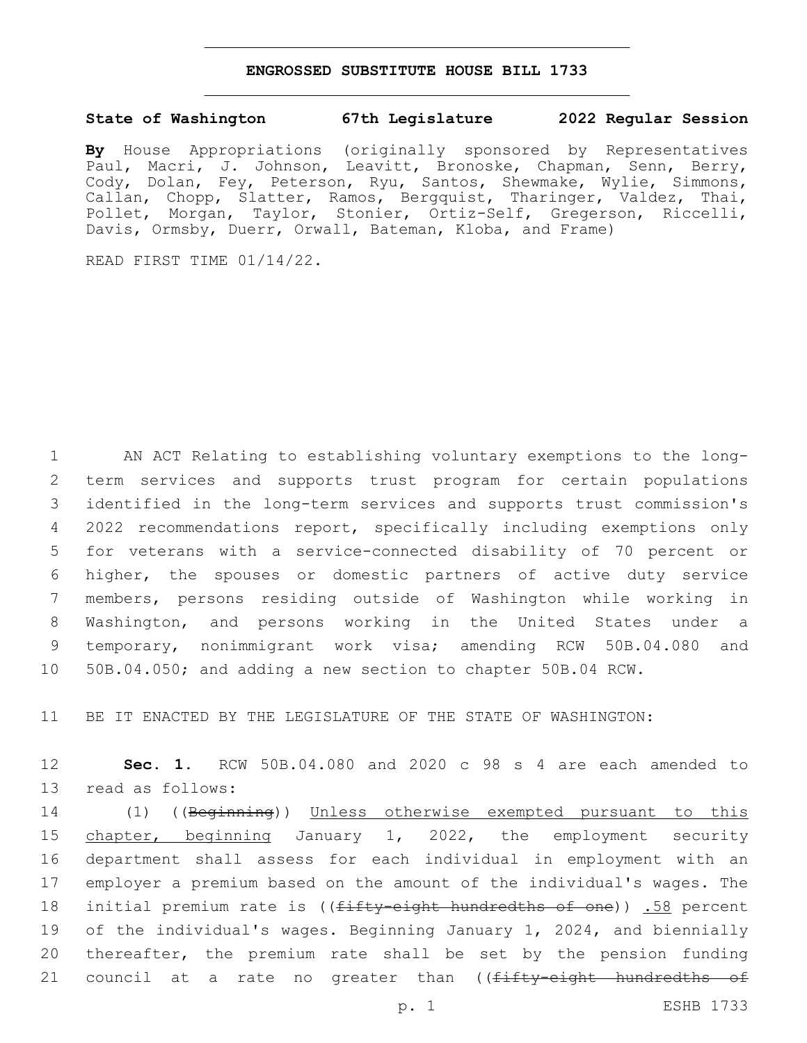# ENGROSSED SUBSTITUTE HOUSE BILL 1733

**State of Washington 67th Legislature 2022 Regular Session**

**By** House Appropriations (originally sponsored by Representatives Paul, Macri, J. Johnson, Leavitt, Bronoske, Chapman, Senn, Berry, Cody, Dolan, Fey, Peterson, Ryu, Santos, Shewmake, Wylie, Simmons, Callan, Chopp, Slatter, Ramos, Bergquist, Tharinger, Valdez, Thai, Pollet, Morgan, Taylor, Stonier, Ortiz-Self, Gregerson, Riccelli, Davis, Ormsby, Duerr, Orwall, Bateman, Kloba, and Frame)

READ FIRST TIME 01/14/22.

1 AN ACT Relating to establishing voluntary exemptions to the long-
2 term services and supports trust program for certain populations
3 identified in the long-term services and supports trust commission's
4 2022 recommendations report, specifically including exemptions only
5 for veterans with a service-connected disability of 70 percent or
6 higher, the spouses or domestic partners of active duty service
7 members, persons residing outside of Washington while working in
8 Washington, and persons working in the United States under a
9 temporary, nonimmigrant work visa; amending RCW 50B.04.080 and
10 50B.04.050; and adding a new section to chapter 50B.04 RCW.

11 BE IT ENACTED BY THE LEGISLATURE OF THE STATE OF WASHINGTON:

12 **Sec. 1.** RCW 50B.04.080 and 2020 c 98 s 4 are each amended to
13 read as follows:

14 (1) ((~~Beginning~~)) <u>Unless otherwise exempted pursuant to this</u>
15 <u>chapter, beginning</u> January 1, 2022, the employment security
16 department shall assess for each individual in employment with an
17 employer a premium based on the amount of the individual's wages. The
18 initial premium rate is ((~~fifty-eight hundredths of one~~)) <u>.58</u> percent
19 of the individual's wages. Beginning January 1, 2024, and biennially
20 thereafter, the premium rate shall be set by the pension funding
21 council at a rate no greater than ((~~fifty-eight hundredths of~~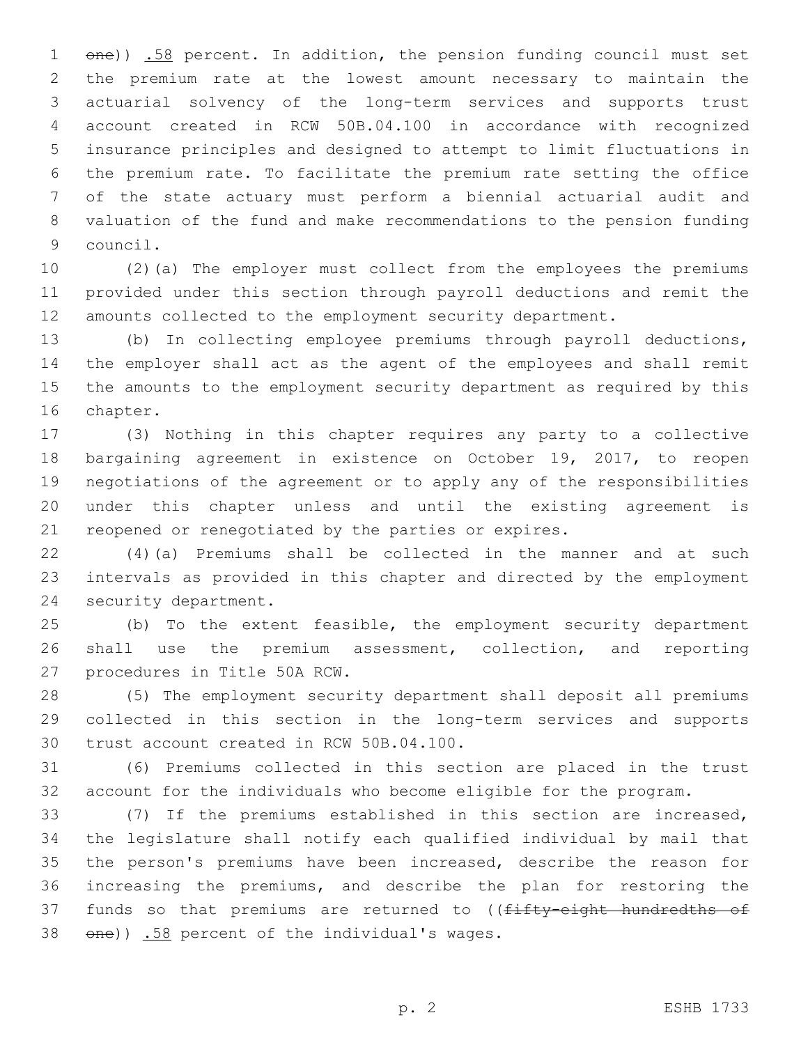~~one~~)) .58 percent. In addition, the pension funding council must set the premium rate at the lowest amount necessary to maintain the actuarial solvency of the long-term services and supports trust account created in RCW 50B.04.100 in accordance with recognized insurance principles and designed to attempt to limit fluctuations in the premium rate. To facilitate the premium rate setting the office of the state actuary must perform a biennial actuarial audit and valuation of the fund and make recommendations to the pension funding council.

(2)(a) The employer must collect from the employees the premiums provided under this section through payroll deductions and remit the amounts collected to the employment security department.

(b) In collecting employee premiums through payroll deductions, the employer shall act as the agent of the employees and shall remit the amounts to the employment security department as required by this chapter.

(3) Nothing in this chapter requires any party to a collective bargaining agreement in existence on October 19, 2017, to reopen negotiations of the agreement or to apply any of the responsibilities under this chapter unless and until the existing agreement is reopened or renegotiated by the parties or expires.

(4)(a) Premiums shall be collected in the manner and at such intervals as provided in this chapter and directed by the employment security department.

(b) To the extent feasible, the employment security department shall use the premium assessment, collection, and reporting procedures in Title 50A RCW.

(5) The employment security department shall deposit all premiums collected in this section in the long-term services and supports trust account created in RCW 50B.04.100.

(6) Premiums collected in this section are placed in the trust account for the individuals who become eligible for the program.

(7) If the premiums established in this section are increased, the legislature shall notify each qualified individual by mail that the person's premiums have been increased, describe the reason for increasing the premiums, and describe the plan for restoring the funds so that premiums are returned to ((~~fifty-eight hundredths of one~~)) .58 percent of the individual's wages.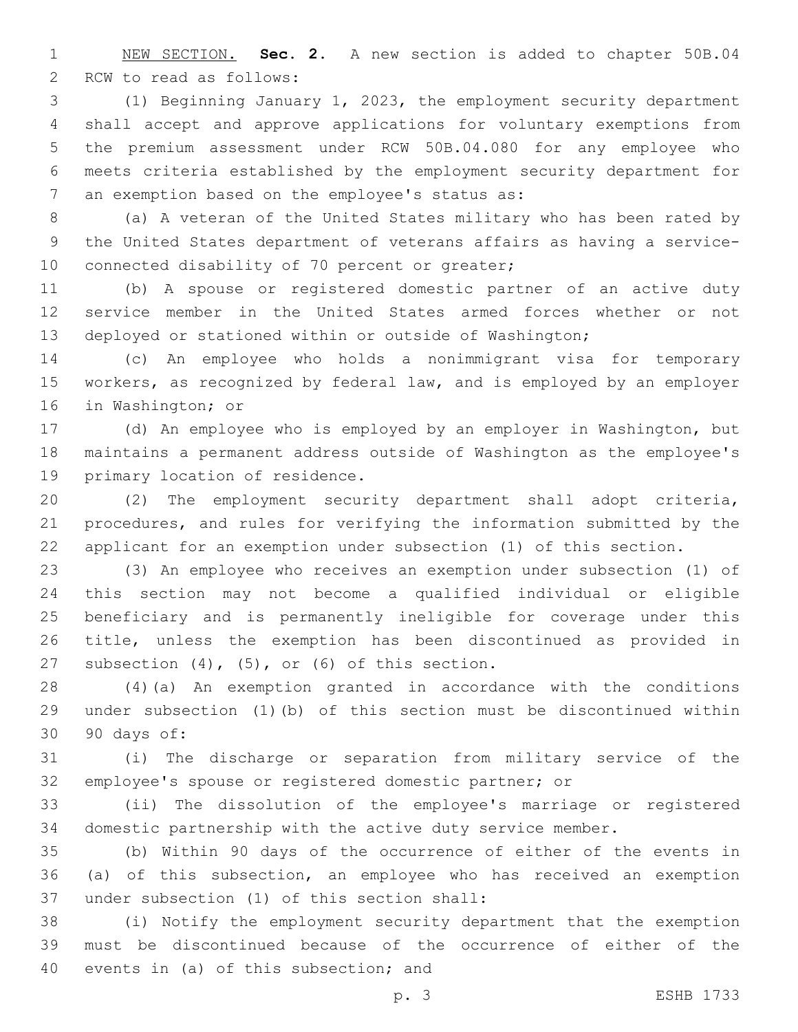NEW SECTION. **Sec. 2.** A new section is added to chapter 50B.04 RCW to read as follows:

(1) Beginning January 1, 2023, the employment security department shall accept and approve applications for voluntary exemptions from the premium assessment under RCW 50B.04.080 for any employee who meets criteria established by the employment security department for an exemption based on the employee's status as:

(a) A veteran of the United States military who has been rated by the United States department of veterans affairs as having a service-connected disability of 70 percent or greater;

(b) A spouse or registered domestic partner of an active duty service member in the United States armed forces whether or not deployed or stationed within or outside of Washington;

(c) An employee who holds a nonimmigrant visa for temporary workers, as recognized by federal law, and is employed by an employer in Washington; or

(d) An employee who is employed by an employer in Washington, but maintains a permanent address outside of Washington as the employee's primary location of residence.

(2) The employment security department shall adopt criteria, procedures, and rules for verifying the information submitted by the applicant for an exemption under subsection (1) of this section.

(3) An employee who receives an exemption under subsection (1) of this section may not become a qualified individual or eligible beneficiary and is permanently ineligible for coverage under this title, unless the exemption has been discontinued as provided in subsection (4), (5), or (6) of this section.

(4)(a) An exemption granted in accordance with the conditions under subsection (1)(b) of this section must be discontinued within 90 days of:

(i) The discharge or separation from military service of the employee's spouse or registered domestic partner; or

(ii) The dissolution of the employee's marriage or registered domestic partnership with the active duty service member.

(b) Within 90 days of the occurrence of either of the events in (a) of this subsection, an employee who has received an exemption under subsection (1) of this section shall:

(i) Notify the employment security department that the exemption must be discontinued because of the occurrence of either of the events in (a) of this subsection; and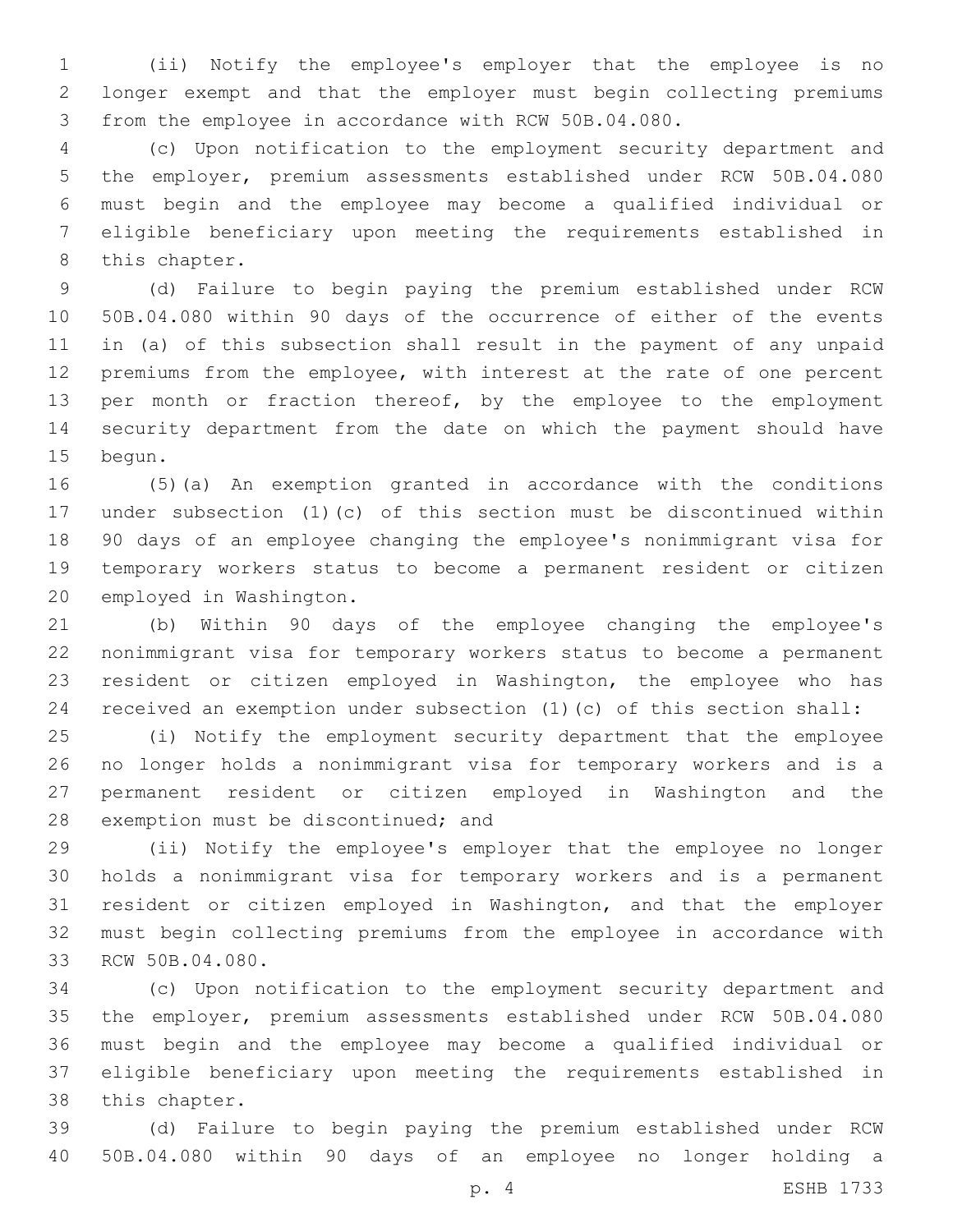(ii) Notify the employee's employer that the employee is no longer exempt and that the employer must begin collecting premiums from the employee in accordance with RCW 50B.04.080.

(c) Upon notification to the employment security department and the employer, premium assessments established under RCW 50B.04.080 must begin and the employee may become a qualified individual or eligible beneficiary upon meeting the requirements established in this chapter.

(d) Failure to begin paying the premium established under RCW 50B.04.080 within 90 days of the occurrence of either of the events in (a) of this subsection shall result in the payment of any unpaid premiums from the employee, with interest at the rate of one percent per month or fraction thereof, by the employee to the employment security department from the date on which the payment should have begun.

(5)(a) An exemption granted in accordance with the conditions under subsection (1)(c) of this section must be discontinued within 90 days of an employee changing the employee's nonimmigrant visa for temporary workers status to become a permanent resident or citizen employed in Washington.

(b) Within 90 days of the employee changing the employee's nonimmigrant visa for temporary workers status to become a permanent resident or citizen employed in Washington, the employee who has received an exemption under subsection (1)(c) of this section shall:

(i) Notify the employment security department that the employee no longer holds a nonimmigrant visa for temporary workers and is a permanent resident or citizen employed in Washington and the exemption must be discontinued; and

(ii) Notify the employee's employer that the employee no longer holds a nonimmigrant visa for temporary workers and is a permanent resident or citizen employed in Washington, and that the employer must begin collecting premiums from the employee in accordance with RCW 50B.04.080.

(c) Upon notification to the employment security department and the employer, premium assessments established under RCW 50B.04.080 must begin and the employee may become a qualified individual or eligible beneficiary upon meeting the requirements established in this chapter.

(d) Failure to begin paying the premium established under RCW 50B.04.080 within 90 days of an employee no longer holding a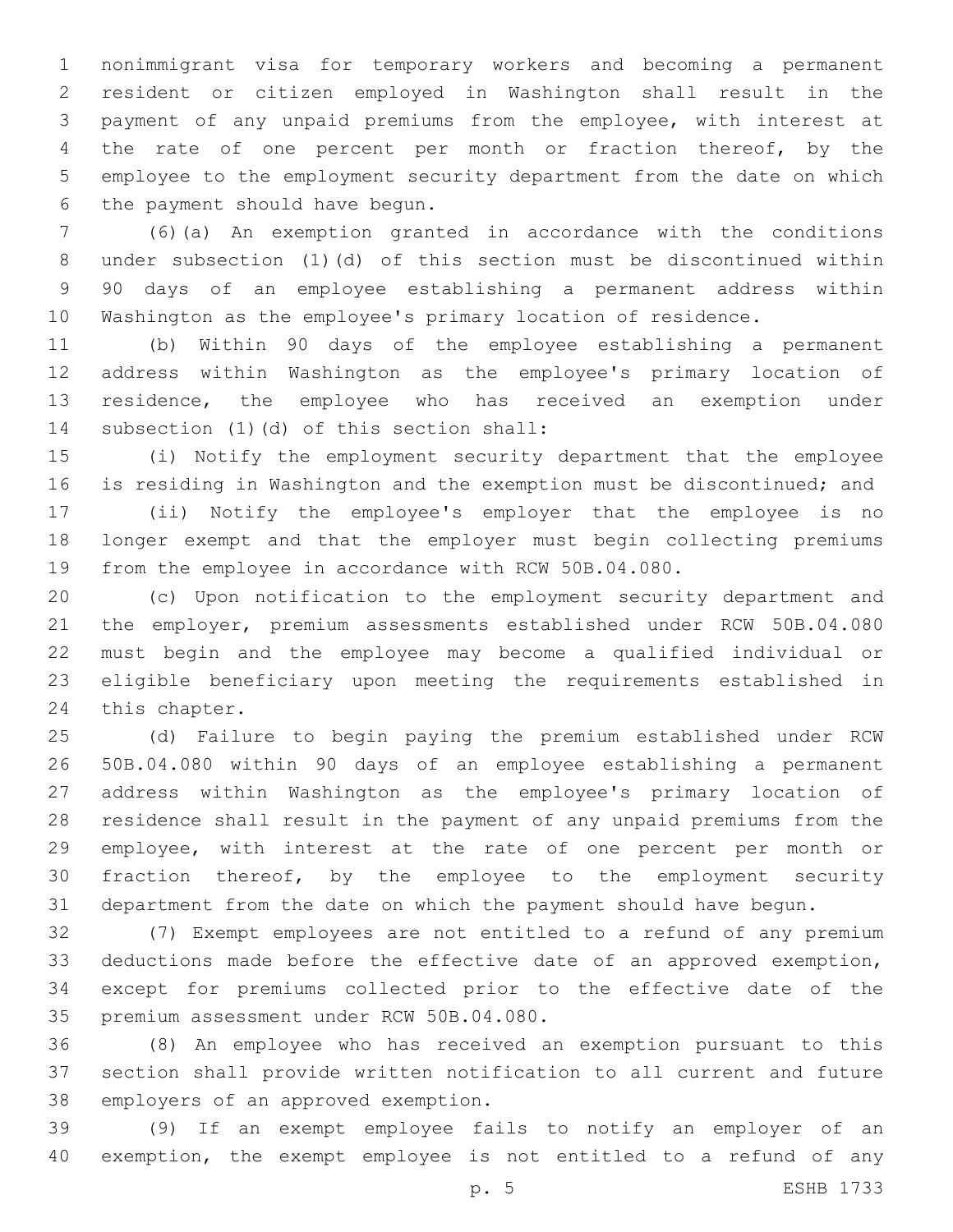nonimmigrant visa for temporary workers and becoming a permanent resident or citizen employed in Washington shall result in the payment of any unpaid premiums from the employee, with interest at the rate of one percent per month or fraction thereof, by the employee to the employment security department from the date on which the payment should have begun.

(6)(a) An exemption granted in accordance with the conditions under subsection (1)(d) of this section must be discontinued within 90 days of an employee establishing a permanent address within Washington as the employee's primary location of residence.

(b) Within 90 days of the employee establishing a permanent address within Washington as the employee's primary location of residence, the employee who has received an exemption under subsection (1)(d) of this section shall:

(i) Notify the employment security department that the employee is residing in Washington and the exemption must be discontinued; and

(ii) Notify the employee's employer that the employee is no longer exempt and that the employer must begin collecting premiums from the employee in accordance with RCW 50B.04.080.

(c) Upon notification to the employment security department and the employer, premium assessments established under RCW 50B.04.080 must begin and the employee may become a qualified individual or eligible beneficiary upon meeting the requirements established in this chapter.

(d) Failure to begin paying the premium established under RCW 50B.04.080 within 90 days of an employee establishing a permanent address within Washington as the employee's primary location of residence shall result in the payment of any unpaid premiums from the employee, with interest at the rate of one percent per month or fraction thereof, by the employee to the employment security department from the date on which the payment should have begun.

(7) Exempt employees are not entitled to a refund of any premium deductions made before the effective date of an approved exemption, except for premiums collected prior to the effective date of the premium assessment under RCW 50B.04.080.

(8) An employee who has received an exemption pursuant to this section shall provide written notification to all current and future employers of an approved exemption.

(9) If an exempt employee fails to notify an employer of an exemption, the exempt employee is not entitled to a refund of any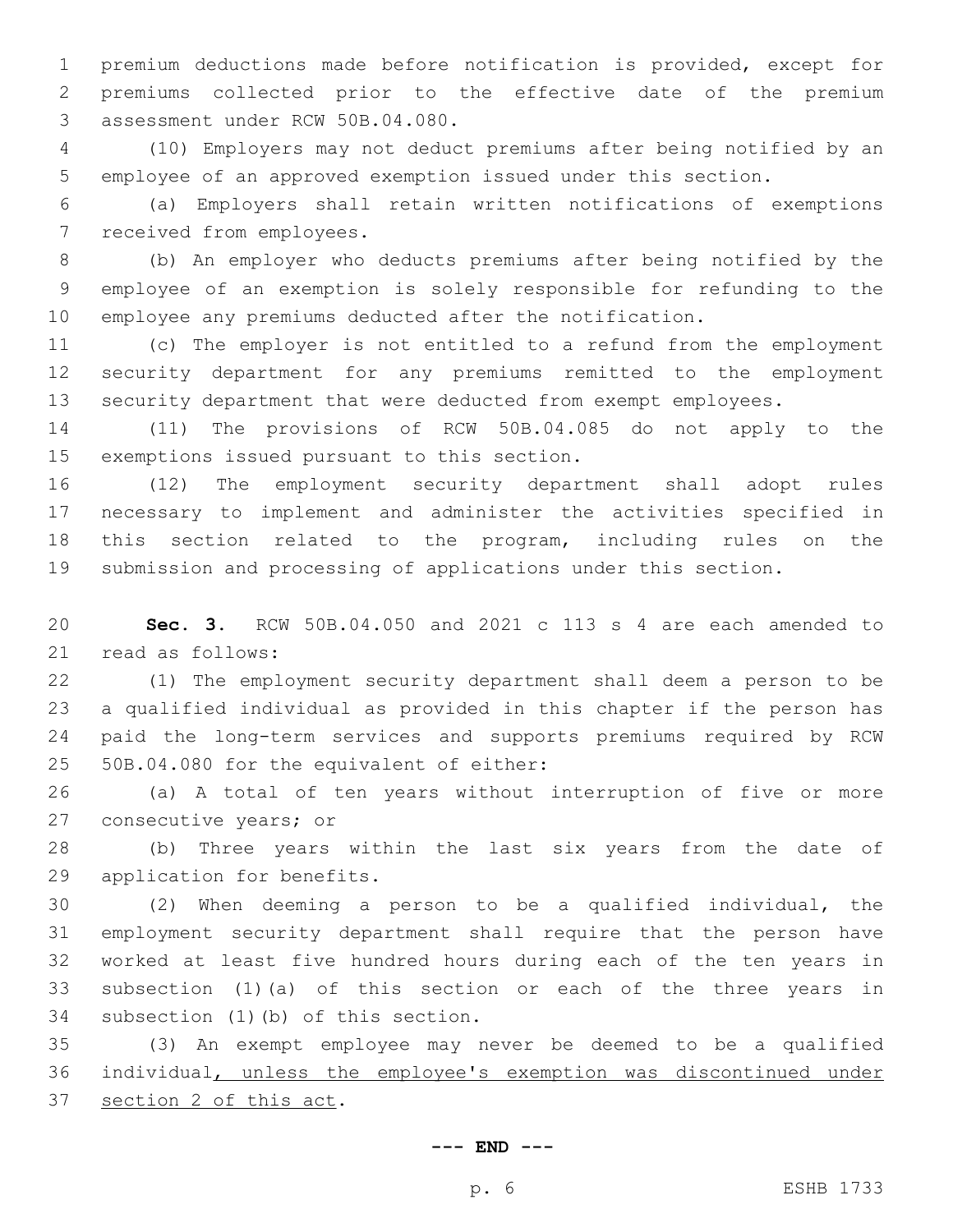premium deductions made before notification is provided, except for premiums collected prior to the effective date of the premium assessment under RCW 50B.04.080.

(10) Employers may not deduct premiums after being notified by an employee of an approved exemption issued under this section.

(a) Employers shall retain written notifications of exemptions received from employees.

(b) An employer who deducts premiums after being notified by the employee of an exemption is solely responsible for refunding to the employee any premiums deducted after the notification.

(c) The employer is not entitled to a refund from the employment security department for any premiums remitted to the employment security department that were deducted from exempt employees.

(11) The provisions of RCW 50B.04.085 do not apply to the exemptions issued pursuant to this section.

(12) The employment security department shall adopt rules necessary to implement and administer the activities specified in this section related to the program, including rules on the submission and processing of applications under this section.

**Sec. 3.** RCW 50B.04.050 and 2021 c 113 s 4 are each amended to read as follows:

(1) The employment security department shall deem a person to be a qualified individual as provided in this chapter if the person has paid the long-term services and supports premiums required by RCW 50B.04.080 for the equivalent of either:

(a) A total of ten years without interruption of five or more consecutive years; or

(b) Three years within the last six years from the date of application for benefits.

(2) When deeming a person to be a qualified individual, the employment security department shall require that the person have worked at least five hundred hours during each of the ten years in subsection (1)(a) of this section or each of the three years in subsection (1)(b) of this section.

(3) An exempt employee may never be deemed to be a qualified individual<u>, unless the employee's exemption was discontinued under section 2 of this act</u>.

**--- END ---**